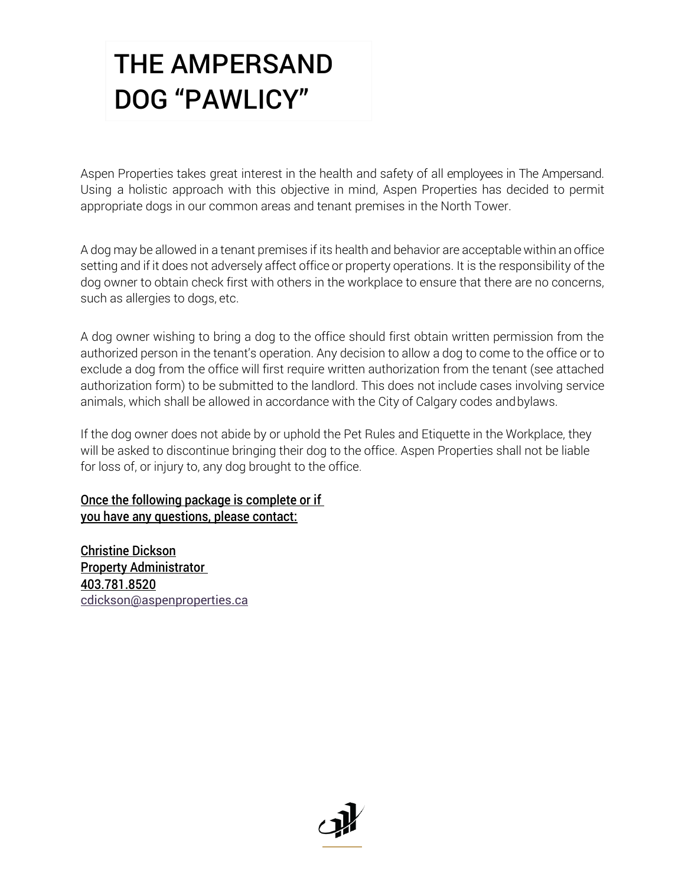# THE AMPERSAND DOG "PAWLICY"

Aspen Properties takes great interest in the health and safety of all employees in The Ampersand. Using a holistic approach with this objective in mind, Aspen Properties has decided to permit appropriate dogs in our common areas and tenant premises in the North Tower.

A dog may be allowed in a tenant premises if its health and behavior are acceptable within an office setting and if it does not adversely affect office or property operations. It is the responsibility of the dog owner to obtain check first with others in the workplace to ensure that there are no concerns, such as allergies to dogs, etc.

A dog owner wishing to bring a dog to the office should first obtain written permission from the authorized person in the tenant's operation. Any decision to allow a dog to come to the office or to exclude a dog from the office will first require written authorization from the tenant (see attached authorization form) to be submitted to the landlord. This does not include cases involving service animals, which shall be allowed in accordance with the City of Calgary codes and bylaws.

If the dog owner does not abide by or uphold the Pet Rules and Etiquette in the Workplace, they will be asked to discontinue bringing their dog to the office. Aspen Properties shall not be liable for loss of, or injury to, any dog brought to the office.

**Once the following package is complete or if you have any questions, please contact:**

**Christine Dickson**
**Property Administrator**
**403.781.8520**
cdickson@aspenproperties.ca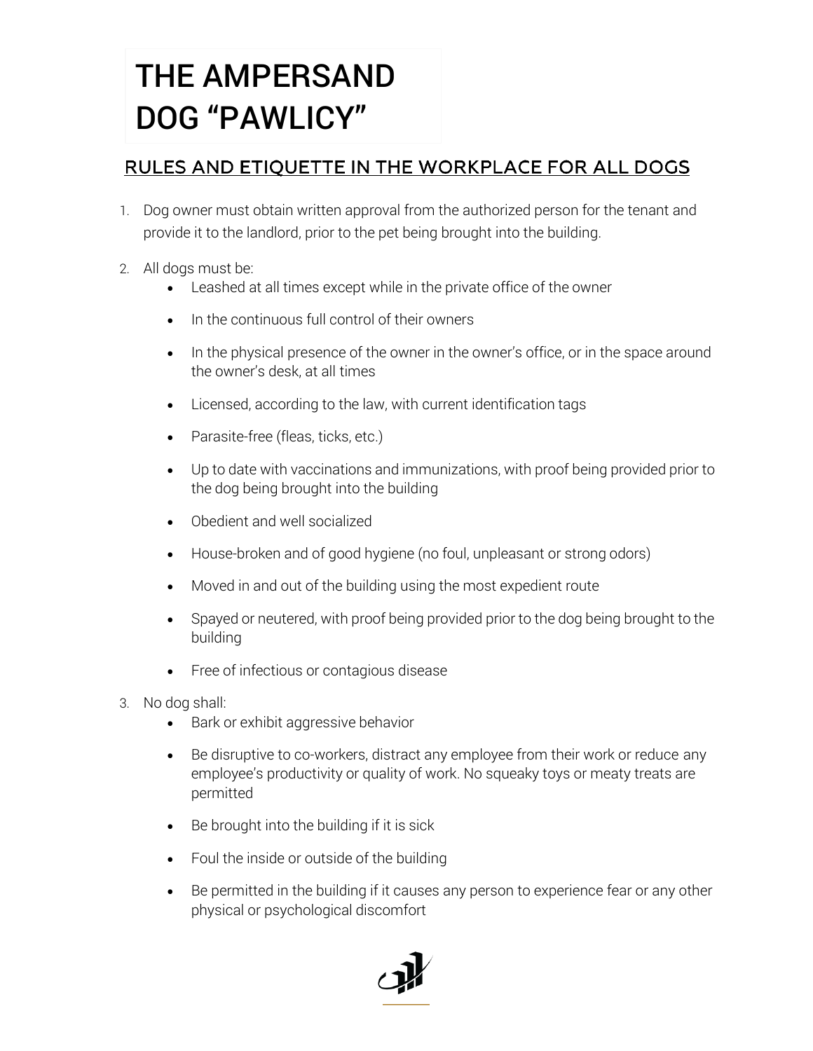# THE AMPERSAND DOG "PAWLICY"

## RULES AND ETIQUETTE IN THE WORKPLACE FOR ALL DOGS

1. Dog owner must obtain written approval from the authorized person for the tenant and provide it to the landlord, prior to the pet being brought into the building.

2. All dogs must be:
   - Leashed at all times except while in the private office of the owner
   - In the continuous full control of their owners
   - In the physical presence of the owner in the owner's office, or in the space around the owner's desk, at all times
   - Licensed, according to the law, with current identification tags
   - Parasite-free (fleas, ticks, etc.)
   - Up to date with vaccinations and immunizations, with proof being provided prior to the dog being brought into the building
   - Obedient and well socialized
   - House-broken and of good hygiene (no foul, unpleasant or strong odors)
   - Moved in and out of the building using the most expedient route
   - Spayed or neutered, with proof being provided prior to the dog being brought to the building
   - Free of infectious or contagious disease

3. No dog shall:
   - Bark or exhibit aggressive behavior
   - Be disruptive to co-workers, distract any employee from their work or reduce any employee's productivity or quality of work. No squeaky toys or meaty treats are permitted
   - Be brought into the building if it is sick
   - Foul the inside or outside of the building
   - Be permitted in the building if it causes any person to experience fear or any other physical or psychological discomfort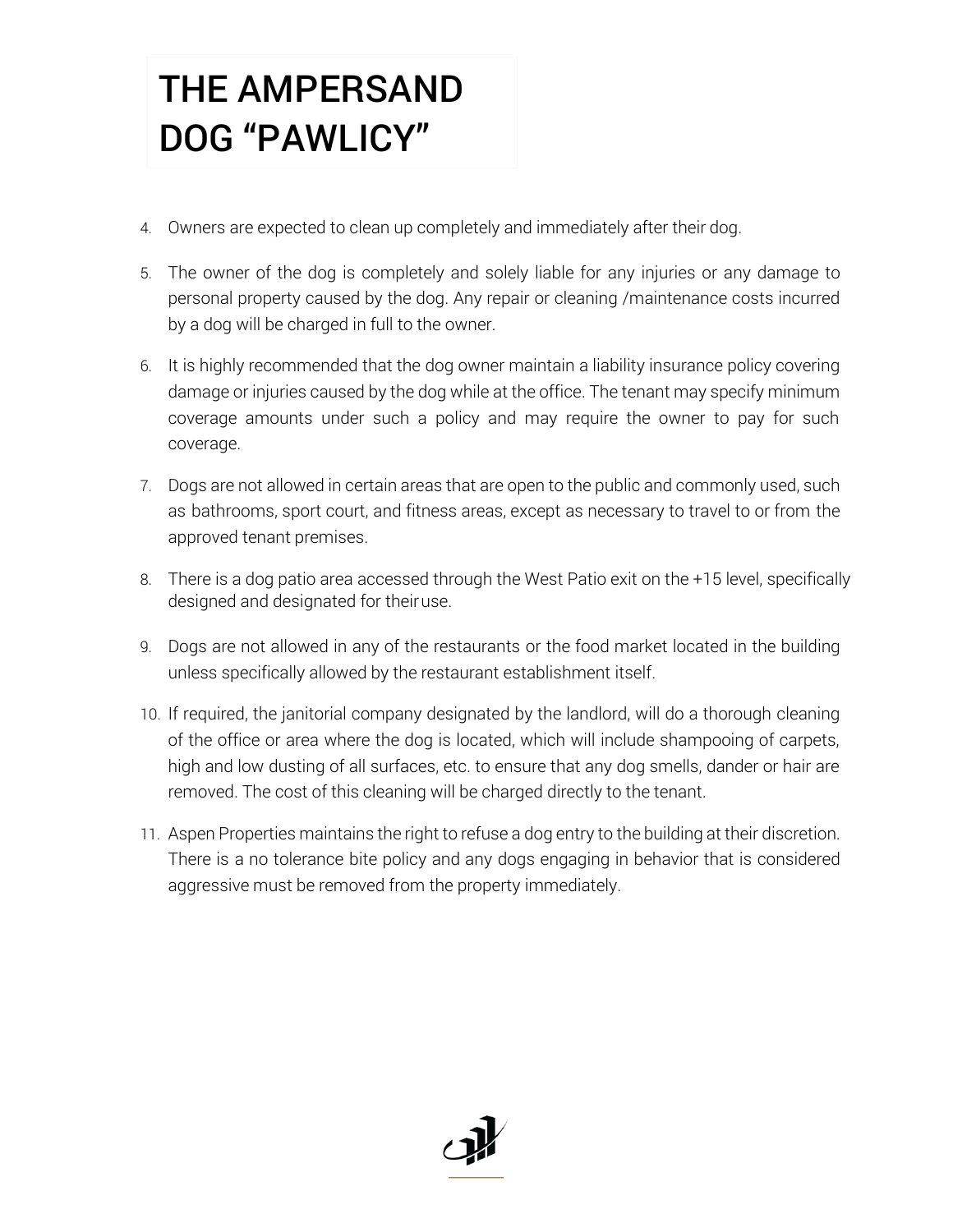# THE AMPERSAND DOG "PAWLICY"

4. Owners are expected to clean up completely and immediately after their dog.
5. The owner of the dog is completely and solely liable for any injuries or any damage to personal property caused by the dog. Any repair or cleaning /maintenance costs incurred by a dog will be charged in full to the owner.
6. It is highly recommended that the dog owner maintain a liability insurance policy covering damage or injuries caused by the dog while at the office. The tenant may specify minimum coverage amounts under such a policy and may require the owner to pay for such coverage.
7. Dogs are not allowed in certain areas that are open to the public and commonly used, such as bathrooms, sport court, and fitness areas, except as necessary to travel to or from the approved tenant premises.
8. There is a dog patio area accessed through the West Patio exit on the +15 level, specifically designed and designated for their use.
9. Dogs are not allowed in any of the restaurants or the food market located in the building unless specifically allowed by the restaurant establishment itself.
10. If required, the janitorial company designated by the landlord, will do a thorough cleaning of the office or area where the dog is located, which will include shampooing of carpets, high and low dusting of all surfaces, etc. to ensure that any dog smells, dander or hair are removed. The cost of this cleaning will be charged directly to the tenant.
11. Aspen Properties maintains the right to refuse a dog entry to the building at their discretion. There is a no tolerance bite policy and any dogs engaging in behavior that is considered aggressive must be removed from the property immediately.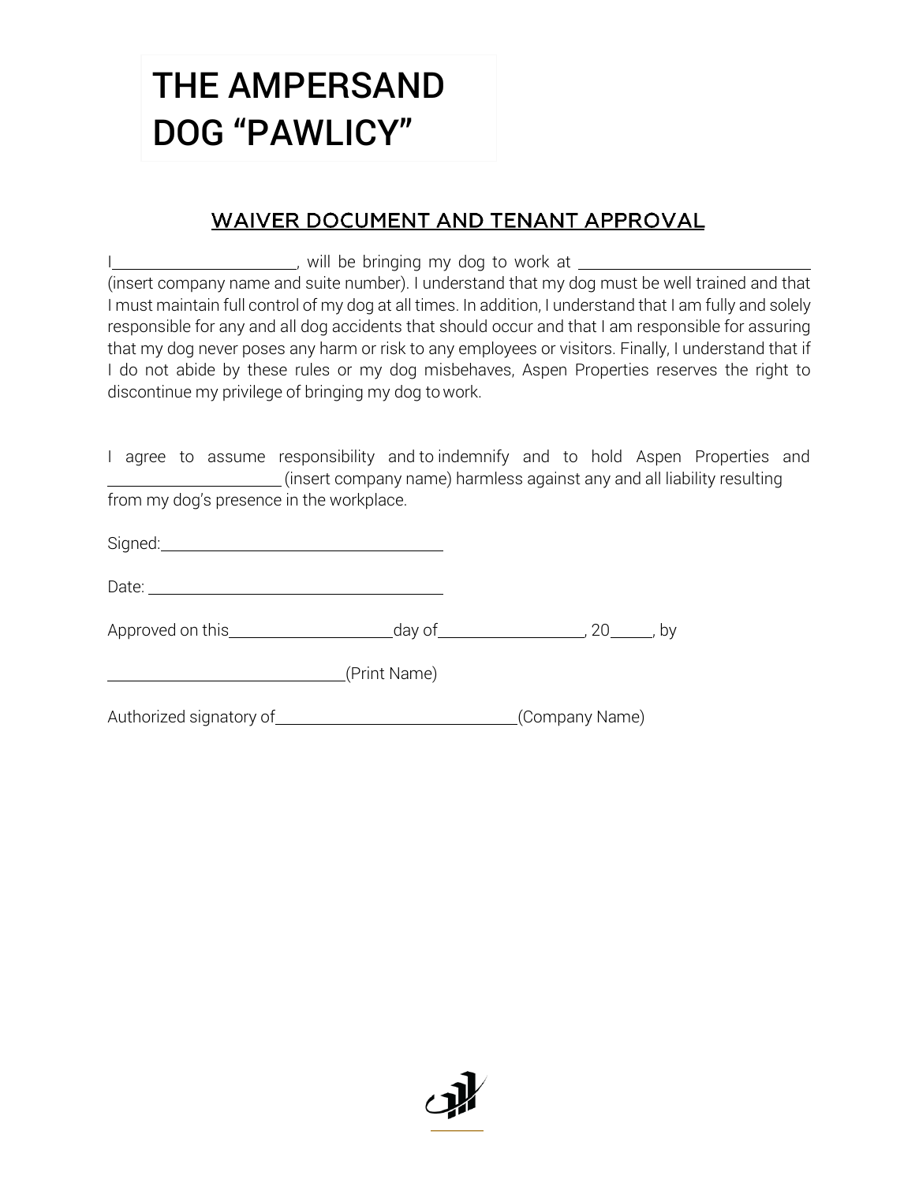# THE AMPERSAND DOG "PAWLICY"

## WAIVER DOCUMENT AND TENANT APPROVAL

I______________________, will be bringing my dog to work at ____________________________ (insert company name and suite number). I understand that my dog must be well trained and that I must maintain full control of my dog at all times. In addition, I understand that I am fully and solely responsible for any and all dog accidents that should occur and that I am responsible for assuring that my dog never poses any harm or risk to any employees or visitors. Finally, I understand that if I do not abide by these rules or my dog misbehaves, Aspen Properties reserves the right to discontinue my privilege of bringing my dog to work.

I agree to assume responsibility and to indemnify and to hold Aspen Properties and ____________________ (insert company name) harmless against any and all liability resulting from my dog's presence in the workplace.

Signed:________________________________

Date: _________________________________

Approved on this___________________day of_________________, 20_____, by

____________________________(Print Name)

Authorized signatory of____________________________(Company Name)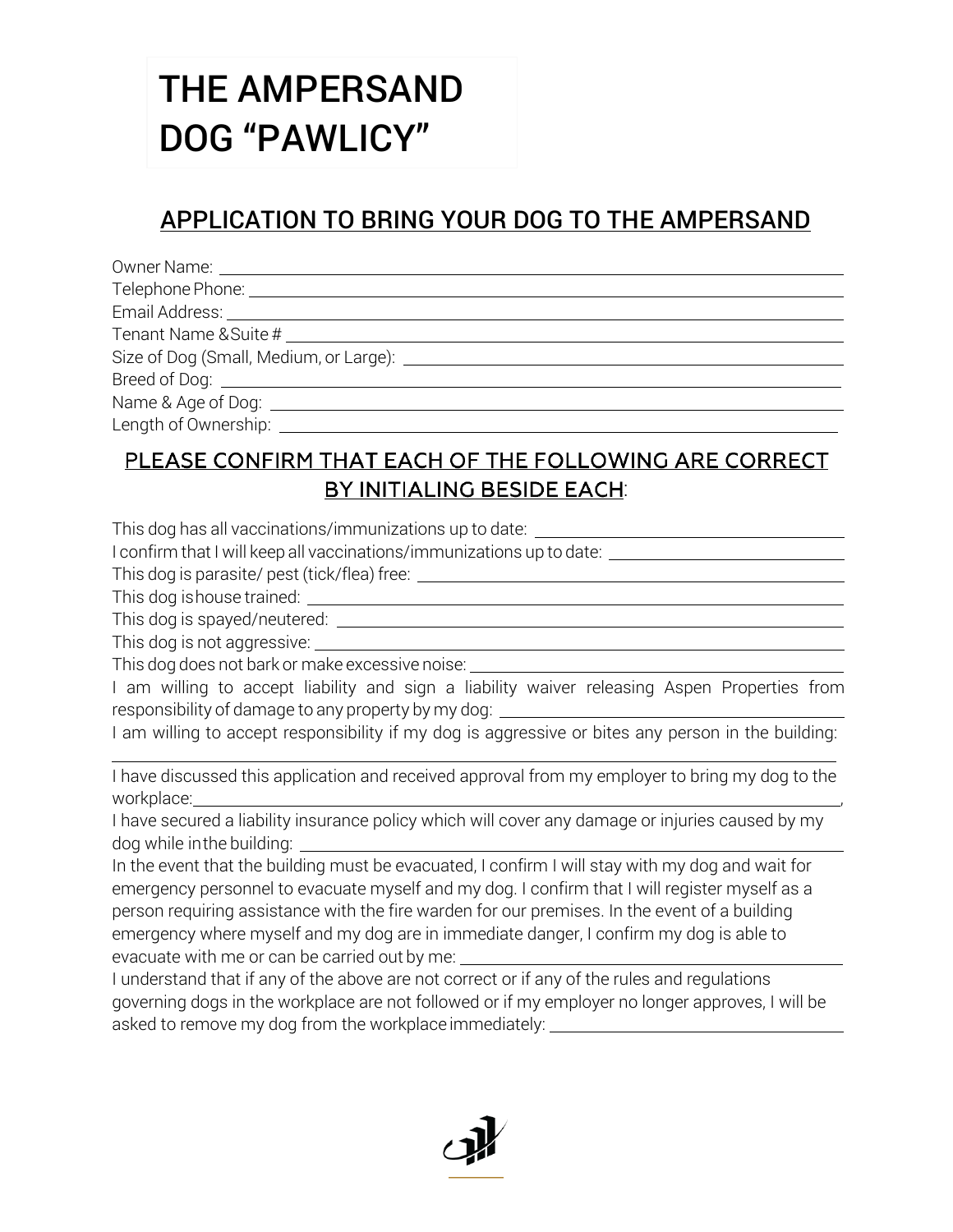# THE AMPERSAND DOG "PAWLICY"

## APPLICATION TO BRING YOUR DOG TO THE AMPERSAND

Owner Name: ______________________________

Telephone Phone: ______________________________

Email Address: ______________________________

Tenant Name & Suite # ______________________________

Size of Dog (Small, Medium, or Large): ______________________________

Breed of Dog: ______________________________

Name & Age of Dog: ______________________________

Length of Ownership: ______________________________

## PLEASE CONFIRM THAT EACH OF THE FOLLOWING ARE CORRECT BY INITIALING BESIDE EACH:

This dog has all vaccinations/immunizations up to date: ______________________________

I confirm that I will keep all vaccinations/immunizations up to date: ______________________________

This dog is parasite/ pest (tick/flea) free: ______________________________

This dog is house trained: ______________________________

This dog is spayed/neutered: ______________________________

This dog is not aggressive: ______________________________

This dog does not bark or make excessive noise: ______________________________

I am willing to accept liability and sign a liability waiver releasing Aspen Properties from responsibility of damage to any property by my dog: ______________________________

I am willing to accept responsibility if my dog is aggressive or bites any person in the building: ______________________________

I have discussed this application and received approval from my employer to bring my dog to the workplace: ______________________________,

I have secured a liability insurance policy which will cover any damage or injuries caused by my dog while in the building: ______________________________

In the event that the building must be evacuated, I confirm I will stay with my dog and wait for emergency personnel to evacuate myself and my dog. I confirm that I will register myself as a person requiring assistance with the fire warden for our premises. In the event of a building emergency where myself and my dog are in immediate danger, I confirm my dog is able to evacuate with me or can be carried out by me: ______________________________

I understand that if any of the above are not correct or if any of the rules and regulations governing dogs in the workplace are not followed or if my employer no longer approves, I will be asked to remove my dog from the workplace immediately: ______________________________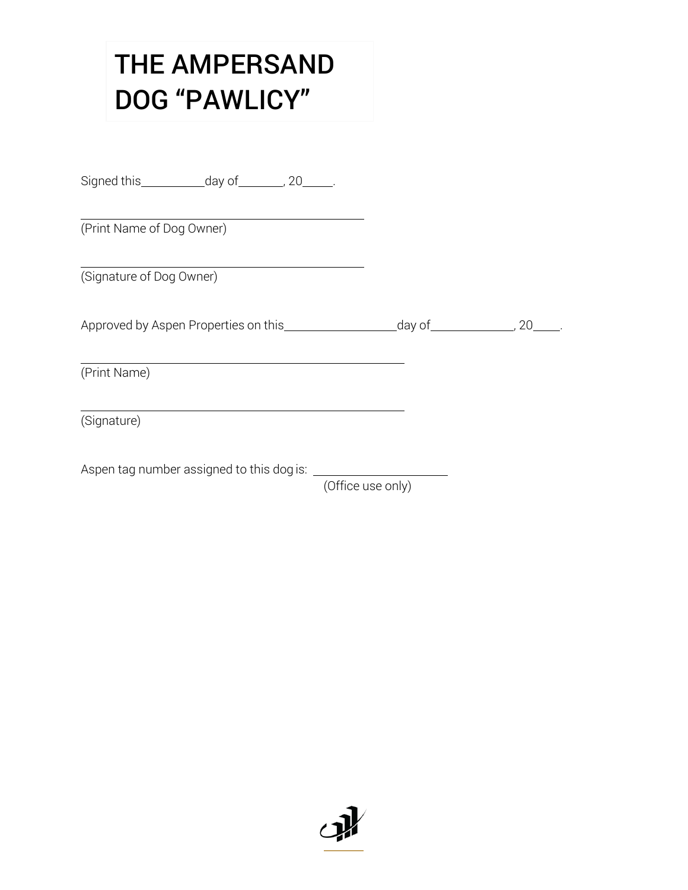# THE AMPERSAND DOG "PAWLICY"

Signed this__________day of_______, 20_____.

______________________________________________
(Print Name of Dog Owner)

______________________________________________
(Signature of Dog Owner)

Approved by Aspen Properties on this__________________day of_____________, 20____.

____________________________________________________
(Print Name)

____________________________________________________
(Signature)

Aspen tag number assigned to this dog is: ______________________
(Office use only)